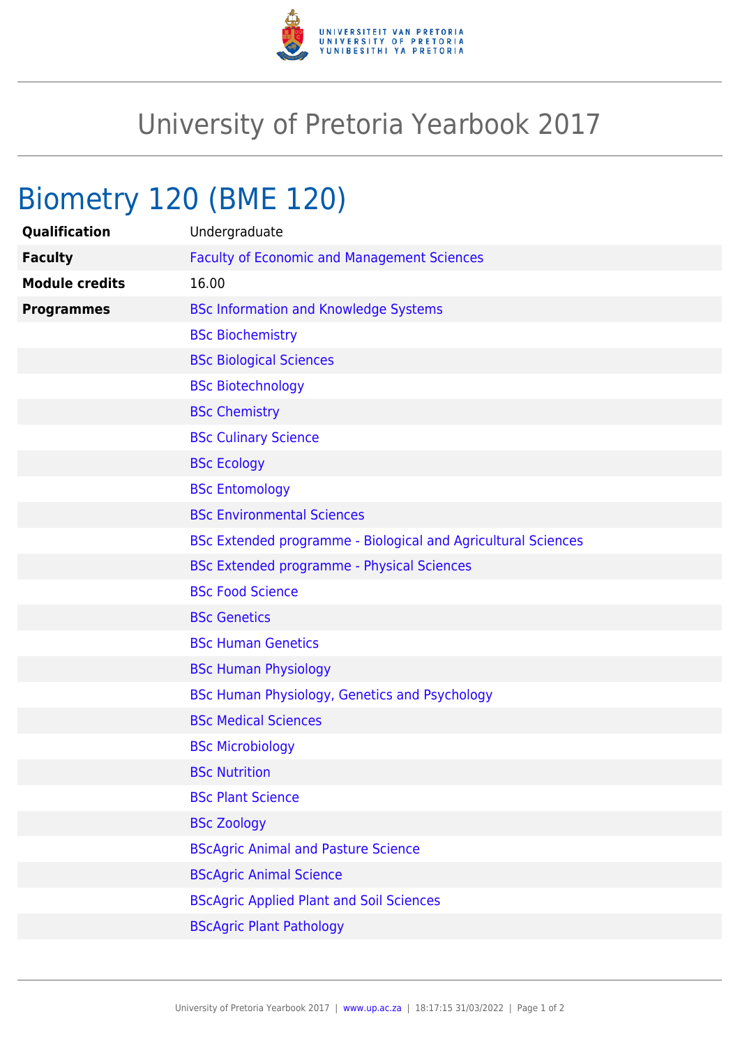# University of Pretoria Yearbook 2017

## Biometry 120 (BME 120)

| | |
|---|---|
| **Qualification** | Undergraduate |
| **Faculty** | Faculty of Economic and Management Sciences |
| **Module credits** | 16.00 |
| **Programmes** | BSc Information and Knowledge Systems |
| | BSc Biochemistry |
| | BSc Biological Sciences |
| | BSc Biotechnology |
| | BSc Chemistry |
| | BSc Culinary Science |
| | BSc Ecology |
| | BSc Entomology |
| | BSc Environmental Sciences |
| | BSc Extended programme - Biological and Agricultural Sciences |
| | BSc Extended programme - Physical Sciences |
| | BSc Food Science |
| | BSc Genetics |
| | BSc Human Genetics |
| | BSc Human Physiology |
| | BSc Human Physiology, Genetics and Psychology |
| | BSc Medical Sciences |
| | BSc Microbiology |
| | BSc Nutrition |
| | BSc Plant Science |
| | BSc Zoology |
| | BScAgric Animal and Pasture Science |
| | BScAgric Animal Science |
| | BScAgric Applied Plant and Soil Sciences |
| | BScAgric Plant Pathology |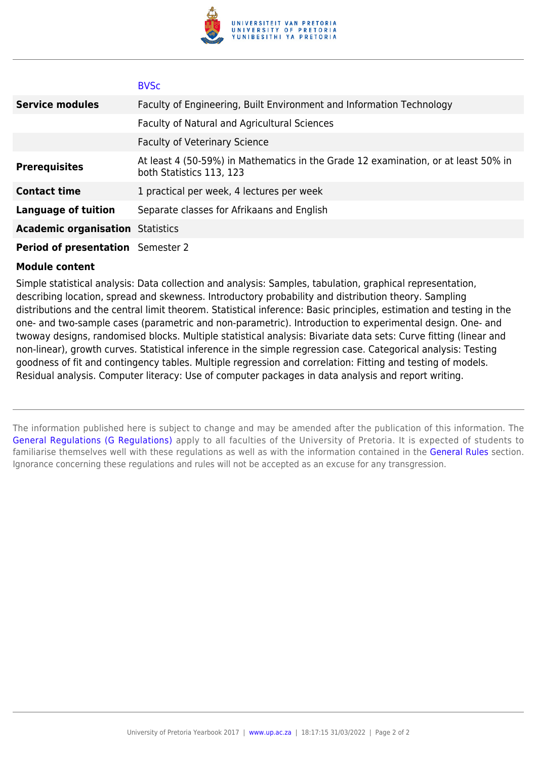| | |
|---|---|
| | BVSc |
| **Service modules** | Faculty of Engineering, Built Environment and Information Technology |
| | Faculty of Natural and Agricultural Sciences |
| | Faculty of Veterinary Science |
| **Prerequisites** | At least 4 (50-59%) in Mathematics in the Grade 12 examination, or at least 50% in both Statistics 113, 123 |
| **Contact time** | 1 practical per week, 4 lectures per week |
| **Language of tuition** | Separate classes for Afrikaans and English |
| **Academic organisation** | Statistics |
| **Period of presentation** | Semester 2 |

**Module content**

Simple statistical analysis: Data collection and analysis: Samples, tabulation, graphical representation, describing location, spread and skewness. Introductory probability and distribution theory. Sampling distributions and the central limit theorem. Statistical inference: Basic principles, estimation and testing in the one- and two-sample cases (parametric and non-parametric). Introduction to experimental design. One- and twoway designs, randomised blocks. Multiple statistical analysis: Bivariate data sets: Curve fitting (linear and non-linear), growth curves. Statistical inference in the simple regression case. Categorical analysis: Testing goodness of fit and contingency tables. Multiple regression and correlation: Fitting and testing of models. Residual analysis. Computer literacy: Use of computer packages in data analysis and report writing.

The information published here is subject to change and may be amended after the publication of this information. The General Regulations (G Regulations) apply to all faculties of the University of Pretoria. It is expected of students to familiarise themselves well with these regulations as well as with the information contained in the General Rules section. Ignorance concerning these regulations and rules will not be accepted as an excuse for any transgression.